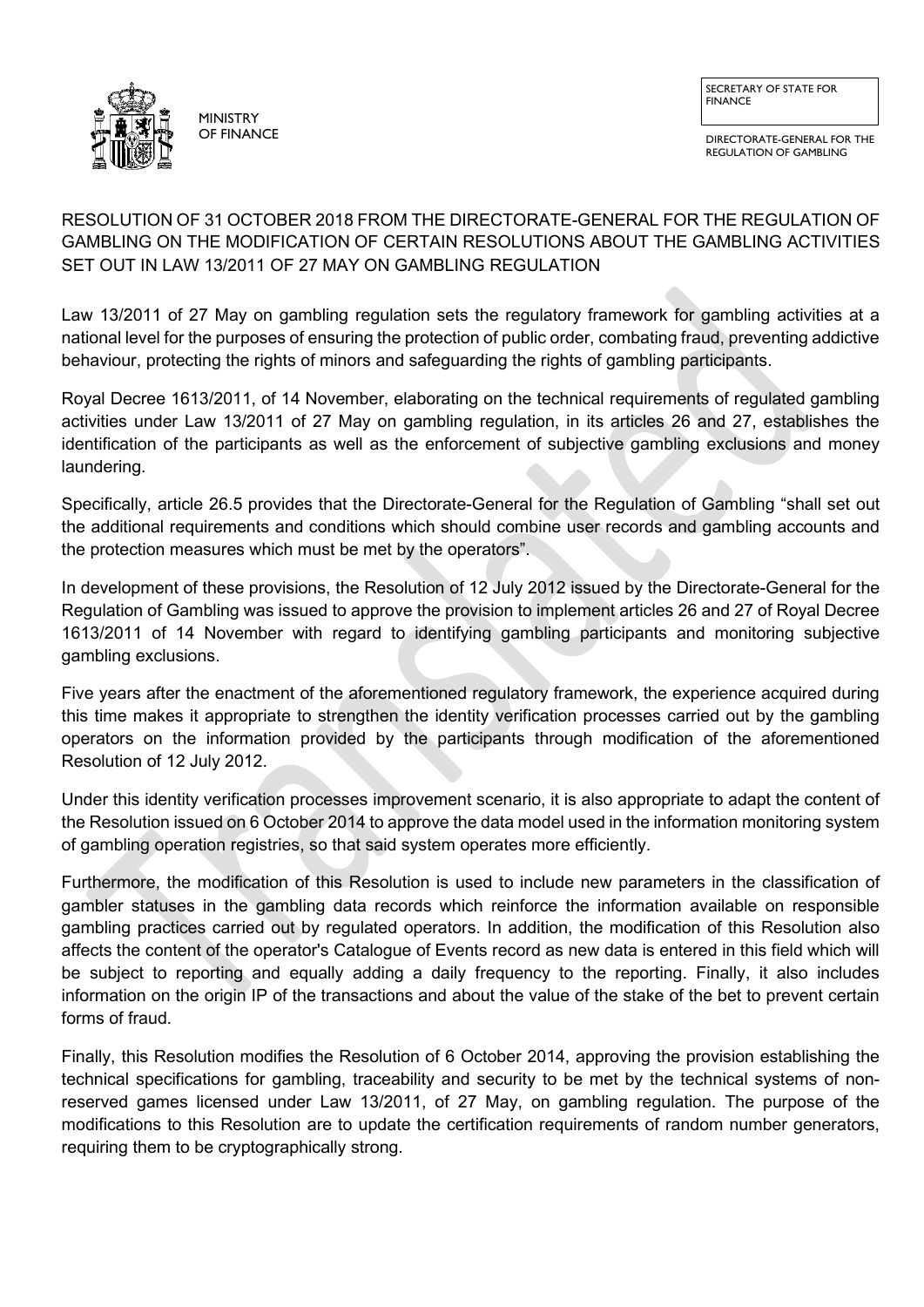MINISTRY OF FINANCE

SECRETARY OF STATE FOR FINANCE

DIRECTORATE-GENERAL FOR THE REGULATION OF GAMBLING

# RESOLUTION OF 31 OCTOBER 2018 FROM THE DIRECTORATE-GENERAL FOR THE REGULATION OF GAMBLING ON THE MODIFICATION OF CERTAIN RESOLUTIONS ABOUT THE GAMBLING ACTIVITIES SET OUT IN LAW 13/2011 OF 27 MAY ON GAMBLING REGULATION

Law 13/2011 of 27 May on gambling regulation sets the regulatory framework for gambling activities at a national level for the purposes of ensuring the protection of public order, combating fraud, preventing addictive behaviour, protecting the rights of minors and safeguarding the rights of gambling participants.

Royal Decree 1613/2011, of 14 November, elaborating on the technical requirements of regulated gambling activities under Law 13/2011 of 27 May on gambling regulation, in its articles 26 and 27, establishes the identification of the participants as well as the enforcement of subjective gambling exclusions and money laundering.

Specifically, article 26.5 provides that the Directorate-General for the Regulation of Gambling "shall set out the additional requirements and conditions which should combine user records and gambling accounts and the protection measures which must be met by the operators".

In development of these provisions, the Resolution of 12 July 2012 issued by the Directorate-General for the Regulation of Gambling was issued to approve the provision to implement articles 26 and 27 of Royal Decree 1613/2011 of 14 November with regard to identifying gambling participants and monitoring subjective gambling exclusions.

Five years after the enactment of the aforementioned regulatory framework, the experience acquired during this time makes it appropriate to strengthen the identity verification processes carried out by the gambling operators on the information provided by the participants through modification of the aforementioned Resolution of 12 July 2012.

Under this identity verification processes improvement scenario, it is also appropriate to adapt the content of the Resolution issued on 6 October 2014 to approve the data model used in the information monitoring system of gambling operation registries, so that said system operates more efficiently.

Furthermore, the modification of this Resolution is used to include new parameters in the classification of gambler statuses in the gambling data records which reinforce the information available on responsible gambling practices carried out by regulated operators. In addition, the modification of this Resolution also affects the content of the operator's Catalogue of Events record as new data is entered in this field which will be subject to reporting and equally adding a daily frequency to the reporting. Finally, it also includes information on the origin IP of the transactions and about the value of the stake of the bet to prevent certain forms of fraud.

Finally, this Resolution modifies the Resolution of 6 October 2014, approving the provision establishing the technical specifications for gambling, traceability and security to be met by the technical systems of non-reserved games licensed under Law 13/2011, of 27 May, on gambling regulation. The purpose of the modifications to this Resolution are to update the certification requirements of random number generators, requiring them to be cryptographically strong.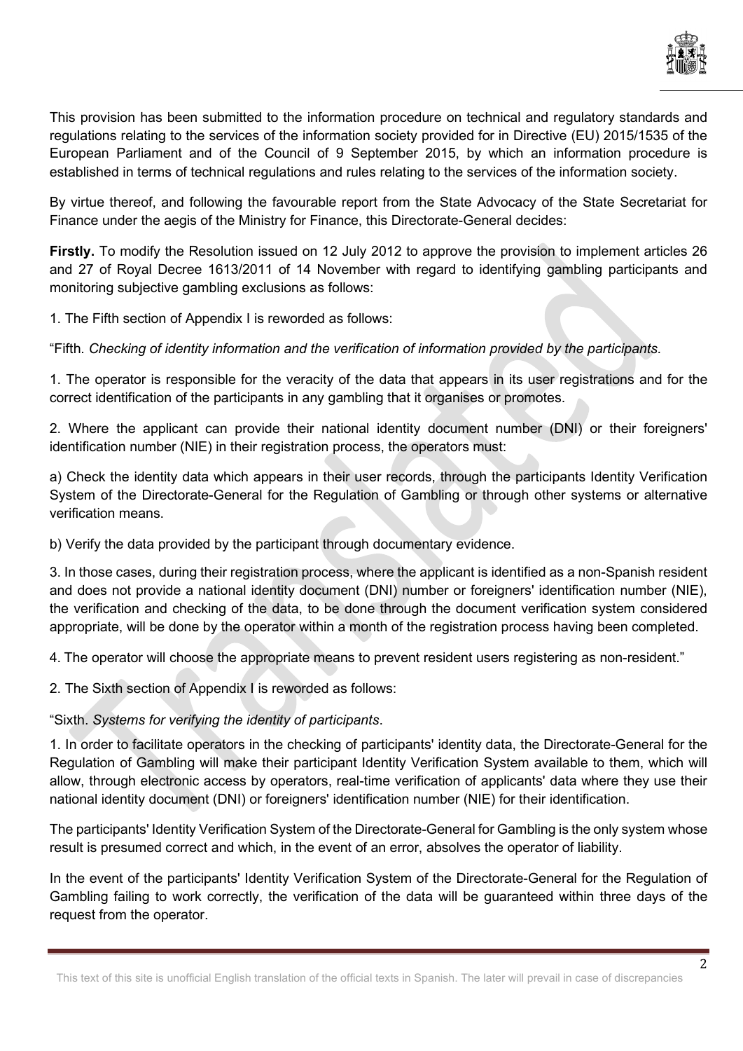This provision has been submitted to the information procedure on technical and regulatory standards and regulations relating to the services of the information society provided for in Directive (EU) 2015/1535 of the European Parliament and of the Council of 9 September 2015, by which an information procedure is established in terms of technical regulations and rules relating to the services of the information society.

By virtue thereof, and following the favourable report from the State Advocacy of the State Secretariat for Finance under the aegis of the Ministry for Finance, this Directorate-General decides:

**Firstly.** To modify the Resolution issued on 12 July 2012 to approve the provision to implement articles 26 and 27 of Royal Decree 1613/2011 of 14 November with regard to identifying gambling participants and monitoring subjective gambling exclusions as follows:

1. The Fifth section of Appendix I is reworded as follows:

"Fifth. *Checking of identity information and the verification of information provided by the participants.*

1. The operator is responsible for the veracity of the data that appears in its user registrations and for the correct identification of the participants in any gambling that it organises or promotes.

2. Where the applicant can provide their national identity document number (DNI) or their foreigners' identification number (NIE) in their registration process, the operators must:

a) Check the identity data which appears in their user records, through the participants Identity Verification System of the Directorate-General for the Regulation of Gambling or through other systems or alternative verification means.

b) Verify the data provided by the participant through documentary evidence.

3. In those cases, during their registration process, where the applicant is identified as a non-Spanish resident and does not provide a national identity document (DNI) number or foreigners' identification number (NIE), the verification and checking of the data, to be done through the document verification system considered appropriate, will be done by the operator within a month of the registration process having been completed.

4. The operator will choose the appropriate means to prevent resident users registering as non-resident."

2. The Sixth section of Appendix I is reworded as follows:

"Sixth. *Systems for verifying the identity of participants*.

1. In order to facilitate operators in the checking of participants' identity data, the Directorate-General for the Regulation of Gambling will make their participant Identity Verification System available to them, which will allow, through electronic access by operators, real-time verification of applicants' data where they use their national identity document (DNI) or foreigners' identification number (NIE) for their identification.

The participants' Identity Verification System of the Directorate-General for Gambling is the only system whose result is presumed correct and which, in the event of an error, absolves the operator of liability.

In the event of the participants' Identity Verification System of the Directorate-General for the Regulation of Gambling failing to work correctly, the verification of the data will be guaranteed within three days of the request from the operator.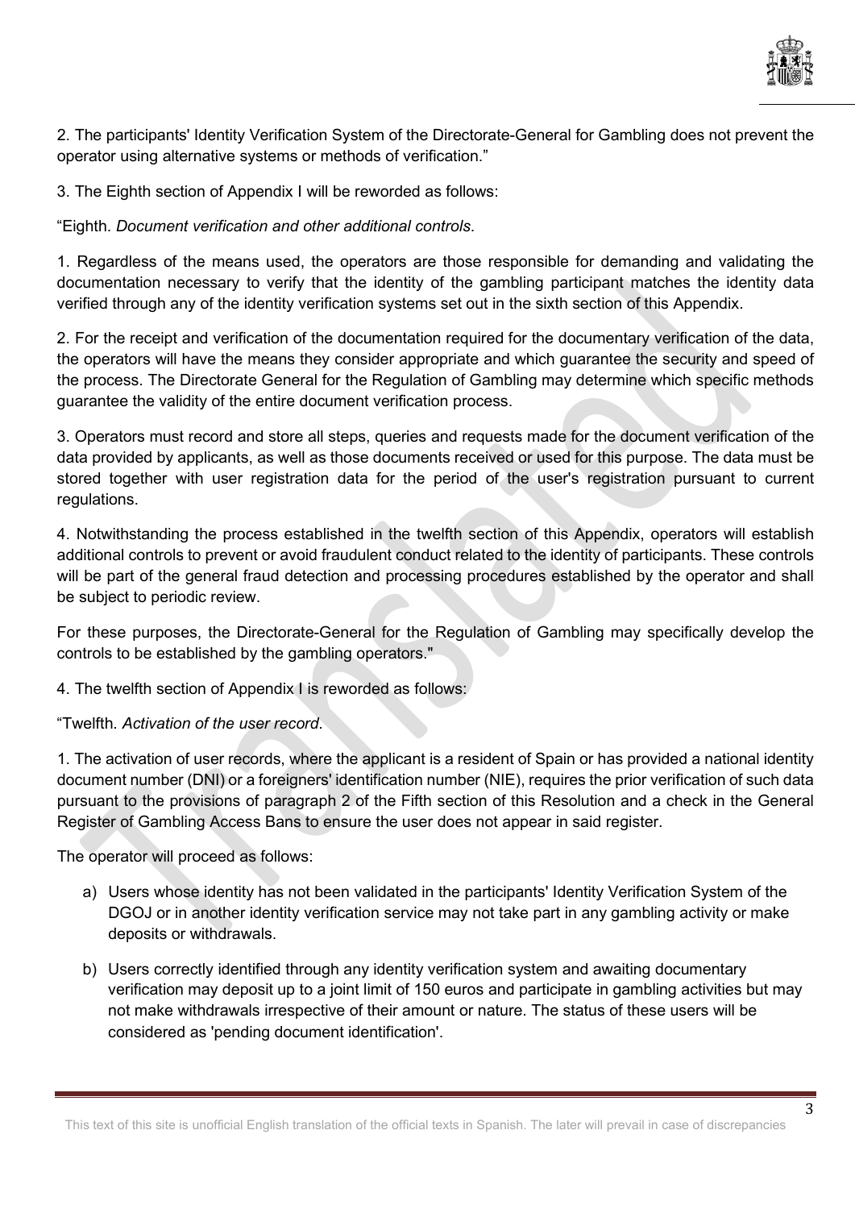2. The participants' Identity Verification System of the Directorate-General for Gambling does not prevent the operator using alternative systems or methods of verification."

3. The Eighth section of Appendix I will be reworded as follows:

"Eighth. *Document verification and other additional controls*.

1. Regardless of the means used, the operators are those responsible for demanding and validating the documentation necessary to verify that the identity of the gambling participant matches the identity data verified through any of the identity verification systems set out in the sixth section of this Appendix.

2. For the receipt and verification of the documentation required for the documentary verification of the data, the operators will have the means they consider appropriate and which guarantee the security and speed of the process. The Directorate General for the Regulation of Gambling may determine which specific methods guarantee the validity of the entire document verification process.

3. Operators must record and store all steps, queries and requests made for the document verification of the data provided by applicants, as well as those documents received or used for this purpose. The data must be stored together with user registration data for the period of the user's registration pursuant to current regulations.

4. Notwithstanding the process established in the twelfth section of this Appendix, operators will establish additional controls to prevent or avoid fraudulent conduct related to the identity of participants. These controls will be part of the general fraud detection and processing procedures established by the operator and shall be subject to periodic review.

For these purposes, the Directorate-General for the Regulation of Gambling may specifically develop the controls to be established by the gambling operators."

4. The twelfth section of Appendix I is reworded as follows:

"Twelfth. *Activation of the user record*.

1. The activation of user records, where the applicant is a resident of Spain or has provided a national identity document number (DNI) or a foreigners' identification number (NIE), requires the prior verification of such data pursuant to the provisions of paragraph 2 of the Fifth section of this Resolution and a check in the General Register of Gambling Access Bans to ensure the user does not appear in said register.

The operator will proceed as follows:

a) Users whose identity has not been validated in the participants' Identity Verification System of the DGOJ or in another identity verification service may not take part in any gambling activity or make deposits or withdrawals.

b) Users correctly identified through any identity verification system and awaiting documentary verification may deposit up to a joint limit of 150 euros and participate in gambling activities but may not make withdrawals irrespective of their amount or nature. The status of these users will be considered as 'pending document identification'.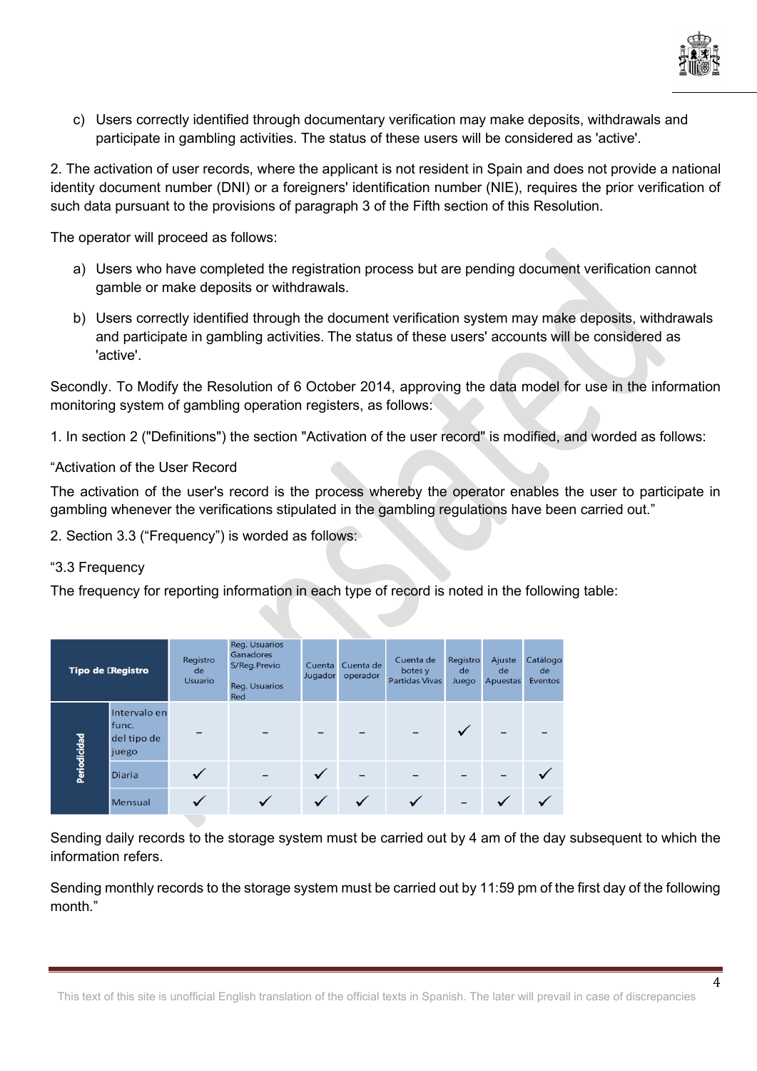c) Users correctly identified through documentary verification may make deposits, withdrawals and participate in gambling activities. The status of these users will be considered as 'active'.

2. The activation of user records, where the applicant is not resident in Spain and does not provide a national identity document number (DNI) or a foreigners' identification number (NIE), requires the prior verification of such data pursuant to the provisions of paragraph 3 of the Fifth section of this Resolution.

The operator will proceed as follows:

a) Users who have completed the registration process but are pending document verification cannot gamble or make deposits or withdrawals.

b) Users correctly identified through the document verification system may make deposits, withdrawals and participate in gambling activities. The status of these users' accounts will be considered as 'active'.

Secondly. To Modify the Resolution of 6 October 2014, approving the data model for use in the information monitoring system of gambling operation registers, as follows:

1. In section 2 ("Definitions") the section "Activation of the user record" is modified, and worded as follows:

"Activation of the User Record

The activation of the user's record is the process whereby the operator enables the user to participate in gambling whenever the verifications stipulated in the gambling regulations have been carried out."

2. Section 3.3 ("Frequency") is worded as follows:

"3.3 Frequency

The frequency for reporting information in each type of record is noted in the following table:

| Tipo de Registro | | Registro de Usuario | Reg. Usuarios Ganadores S/Reg.Previo Reg. Usuarios Red | Cuenta Jugador | Cuenta de operador | Cuenta de botes y Partidas Vivas | Registro de Juego | Ajuste de Apuestas | Catálogo de Eventos |
|---|---|---|---|---|---|---|---|---|---|
| Periodicidad | Intervalo en func. del tipo de juego | – | – | – | – | – | ✓ | – | – |
| | Diaria | ✓ | – | ✓ | – | – | – | – | ✓ |
| | Mensual | ✓ | ✓ | ✓ | ✓ | ✓ | – | ✓ | ✓ |

Sending daily records to the storage system must be carried out by 4 am of the day subsequent to which the information refers.

Sending monthly records to the storage system must be carried out by 11:59 pm of the first day of the following month."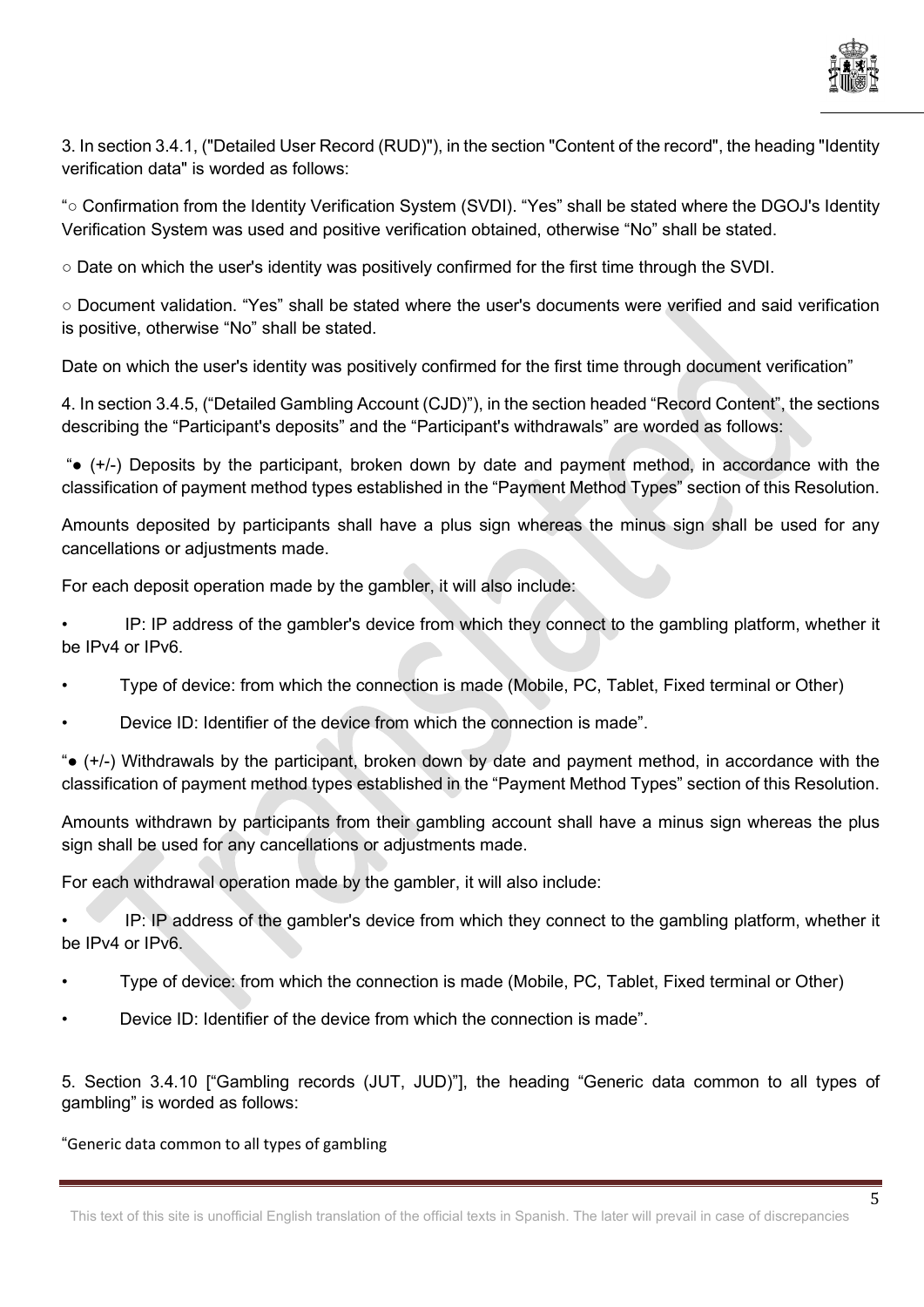3. In section 3.4.1, ("Detailed User Record (RUD)"), in the section "Content of the record", the heading "Identity verification data" is worded as follows:

"○ Confirmation from the Identity Verification System (SVDI). "Yes" shall be stated where the DGOJ's Identity Verification System was used and positive verification obtained, otherwise "No" shall be stated.

○ Date on which the user's identity was positively confirmed for the first time through the SVDI.

○ Document validation. "Yes" shall be stated where the user's documents were verified and said verification is positive, otherwise "No" shall be stated.

Date on which the user's identity was positively confirmed for the first time through document verification"

4. In section 3.4.5, ("Detailed Gambling Account (CJD)"), in the section headed "Record Content", the sections describing the "Participant's deposits" and the "Participant's withdrawals" are worded as follows:

"● (+/-) Deposits by the participant, broken down by date and payment method, in accordance with the classification of payment method types established in the "Payment Method Types" section of this Resolution.

Amounts deposited by participants shall have a plus sign whereas the minus sign shall be used for any cancellations or adjustments made.

For each deposit operation made by the gambler, it will also include:

- IP: IP address of the gambler's device from which they connect to the gambling platform, whether it be IPv4 or IPv6.
- Type of device: from which the connection is made (Mobile, PC, Tablet, Fixed terminal or Other)
- Device ID: Identifier of the device from which the connection is made".

"● (+/-) Withdrawals by the participant, broken down by date and payment method, in accordance with the classification of payment method types established in the "Payment Method Types" section of this Resolution.

Amounts withdrawn by participants from their gambling account shall have a minus sign whereas the plus sign shall be used for any cancellations or adjustments made.

For each withdrawal operation made by the gambler, it will also include:

- IP: IP address of the gambler's device from which they connect to the gambling platform, whether it be IPv4 or IPv6.
- Type of device: from which the connection is made (Mobile, PC, Tablet, Fixed terminal or Other)
- Device ID: Identifier of the device from which the connection is made".

5. Section 3.4.10 ["Gambling records (JUT, JUD)"], the heading "Generic data common to all types of gambling" is worded as follows:

"Generic data common to all types of gambling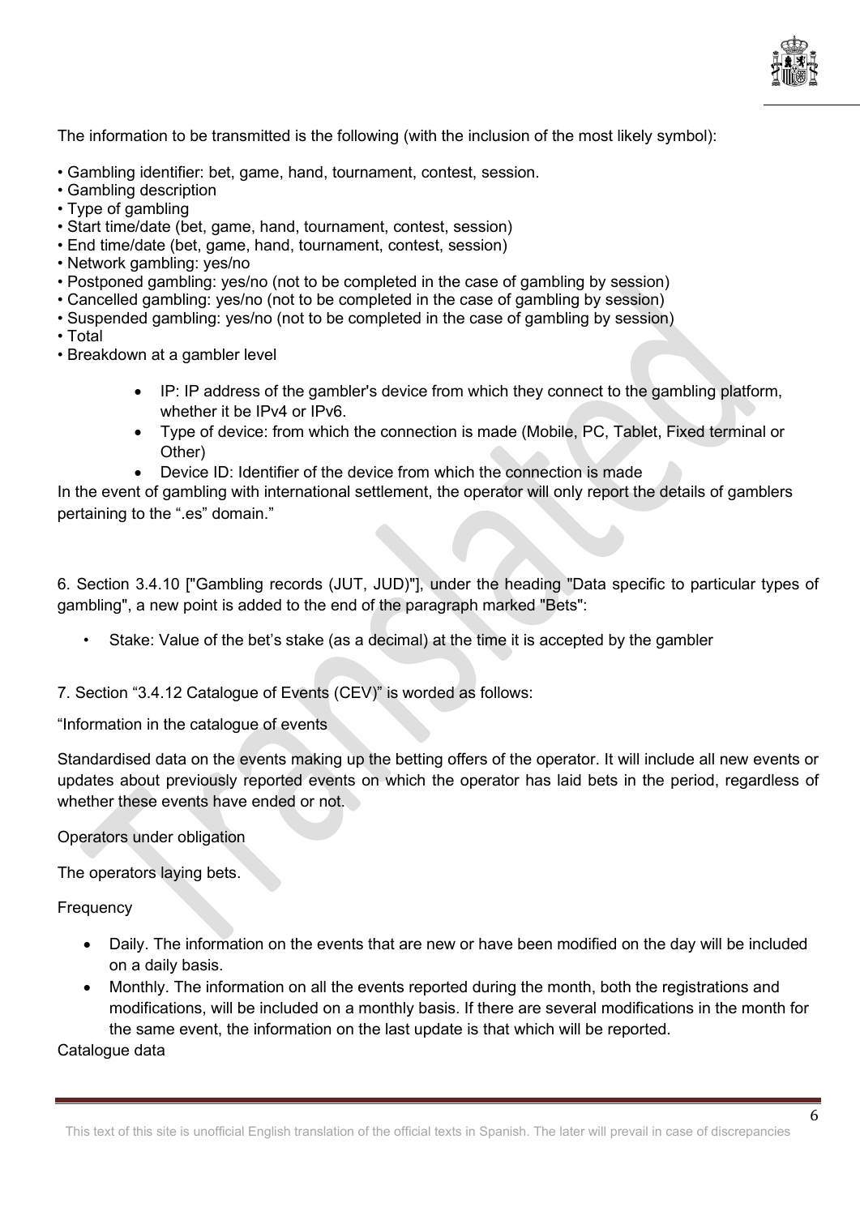The information to be transmitted is the following (with the inclusion of the most likely symbol):

• Gambling identifier: bet, game, hand, tournament, contest, session.
• Gambling description
• Type of gambling
• Start time/date (bet, game, hand, tournament, contest, session)
• End time/date (bet, game, hand, tournament, contest, session)
• Network gambling: yes/no
• Postponed gambling: yes/no (not to be completed in the case of gambling by session)
• Cancelled gambling: yes/no (not to be completed in the case of gambling by session)
• Suspended gambling: yes/no (not to be completed in the case of gambling by session)
• Total
• Breakdown at a gambler level

- IP: IP address of the gambler's device from which they connect to the gambling platform, whether it be IPv4 or IPv6.
- Type of device: from which the connection is made (Mobile, PC, Tablet, Fixed terminal or Other)
- Device ID: Identifier of the device from which the connection is made

In the event of gambling with international settlement, the operator will only report the details of gamblers pertaining to the ".es" domain."

6. Section 3.4.10 ["Gambling records (JUT, JUD)"], under the heading "Data specific to particular types of gambling", a new point is added to the end of the paragraph marked "Bets":

- Stake: Value of the bet's stake (as a decimal) at the time it is accepted by the gambler

7. Section "3.4.12 Catalogue of Events (CEV)" is worded as follows:

"Information in the catalogue of events

Standardised data on the events making up the betting offers of the operator. It will include all new events or updates about previously reported events on which the operator has laid bets in the period, regardless of whether these events have ended or not.

Operators under obligation

The operators laying bets.

Frequency

- Daily. The information on the events that are new or have been modified on the day will be included on a daily basis.
- Monthly. The information on all the events reported during the month, both the registrations and modifications, will be included on a monthly basis. If there are several modifications in the month for the same event, the information on the last update is that which will be reported.

Catalogue data

This text of this site is unofficial English translation of the official texts in Spanish. The later will prevail in case of discrepancies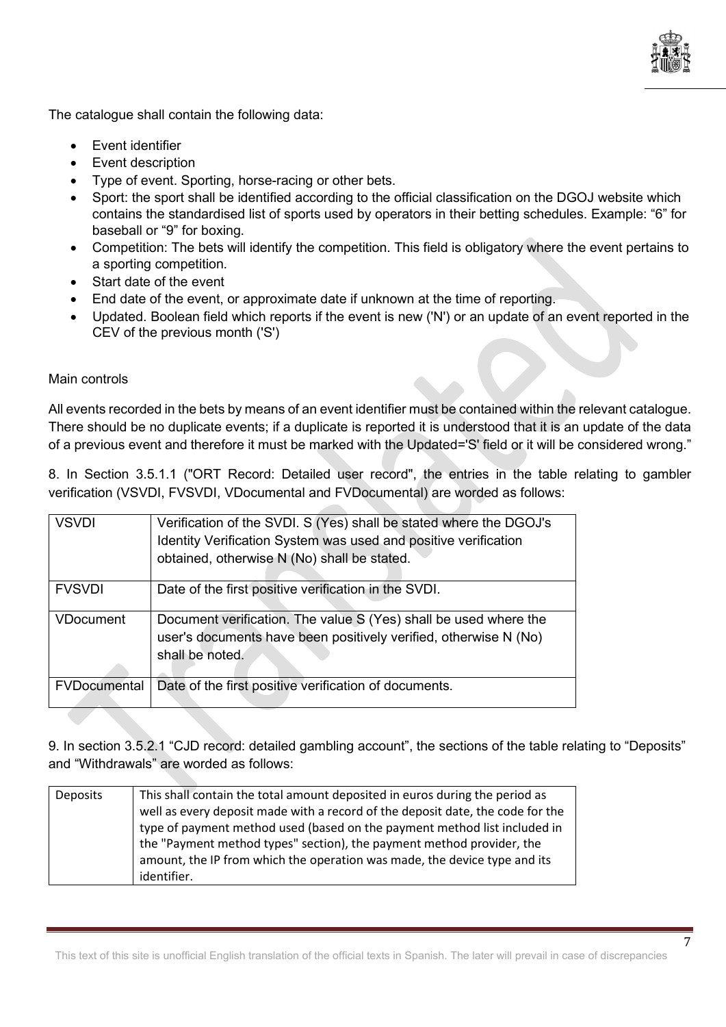The catalogue shall contain the following data:

- Event identifier
- Event description
- Type of event. Sporting, horse-racing or other bets.
- Sport: the sport shall be identified according to the official classification on the DGOJ website which contains the standardised list of sports used by operators in their betting schedules. Example: "6" for baseball or "9" for boxing.
- Competition: The bets will identify the competition. This field is obligatory where the event pertains to a sporting competition.
- Start date of the event
- End date of the event, or approximate date if unknown at the time of reporting.
- Updated. Boolean field which reports if the event is new ('N') or an update of an event reported in the CEV of the previous month ('S')

Main controls

All events recorded in the bets by means of an event identifier must be contained within the relevant catalogue. There should be no duplicate events; if a duplicate is reported it is understood that it is an update of the data of a previous event and therefore it must be marked with the Updated='S' field or it will be considered wrong."

8. In Section 3.5.1.1 ("ORT Record: Detailed user record", the entries in the table relating to gambler verification (VSVDI, FVSVDI, VDocumental and FVDocumental) are worded as follows:

| | |
|---|---|
| VSVDI | Verification of the SVDI. S (Yes) shall be stated where the DGOJ's Identity Verification System was used and positive verification obtained, otherwise N (No) shall be stated. |
| FVSVDI | Date of the first positive verification in the SVDI. |
| VDocument | Document verification. The value S (Yes) shall be used where the user's documents have been positively verified, otherwise N (No) shall be noted. |
| FVDocumental | Date of the first positive verification of documents. |

9. In section 3.5.2.1 "CJD record: detailed gambling account", the sections of the table relating to "Deposits" and "Withdrawals" are worded as follows:

| | |
|---|---|
| Deposits | This shall contain the total amount deposited in euros during the period as well as every deposit made with a record of the deposit date, the code for the type of payment method used (based on the payment method list included in the "Payment method types" section), the payment method provider, the amount, the IP from which the operation was made, the device type and its identifier. |

This text of this site is unofficial English translation of the official texts in Spanish. The later will prevail in case of discrepancies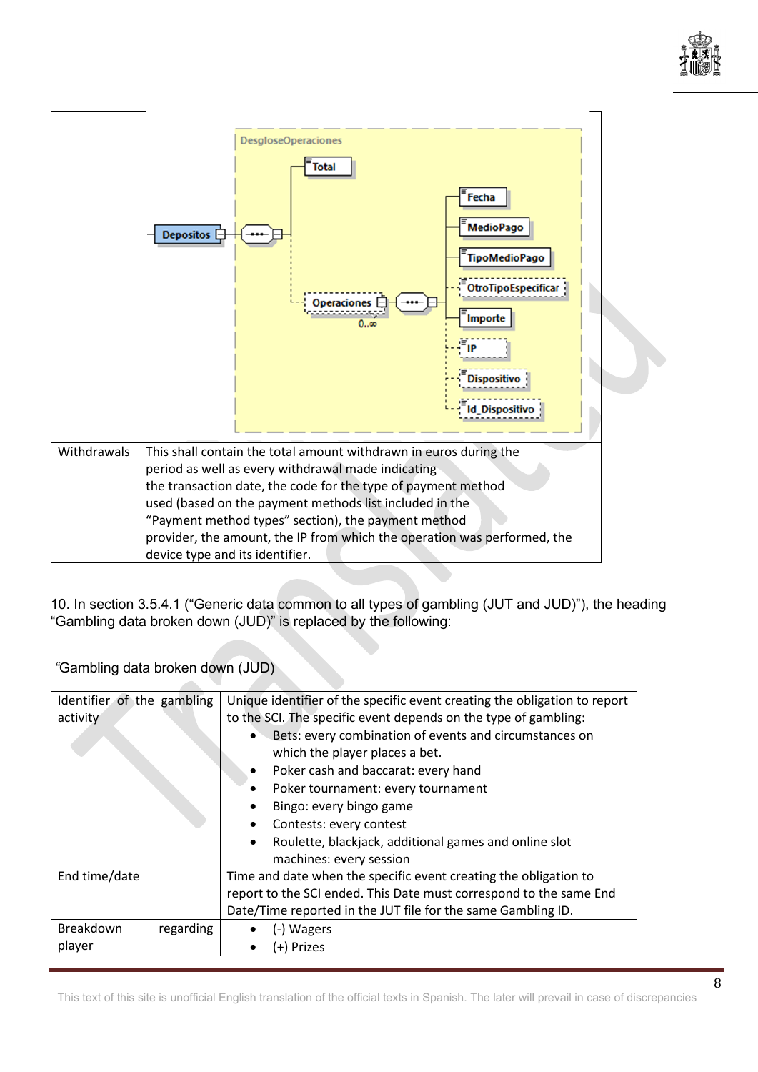| | DesgloseOperaciones: Depositos → Total; Operaciones (0..∞) → Fecha, MedioPago, TipoMedioPago, OtroTipoEspecificar, Importe, IP, Dispositivo, Id_Dispositivo |
|---|---|
| Withdrawals | This shall contain the total amount withdrawn in euros during the period as well as every withdrawal made indicating the transaction date, the code for the type of payment method used (based on the payment methods list included in the "Payment method types" section), the payment method provider, the amount, the IP from which the operation was performed, the device type and its identifier. |

10. In section 3.5.4.1 ("Generic data common to all types of gambling (JUT and JUD)"), the heading "Gambling data broken down (JUD)" is replaced by the following:

"Gambling data broken down (JUD)

| Identifier of the gambling activity | Unique identifier of the specific event creating the obligation to report to the SCI. The specific event depends on the type of gambling:<br>• Bets: every combination of events and circumstances on which the player places a bet.<br>• Poker cash and baccarat: every hand<br>• Poker tournament: every tournament<br>• Bingo: every bingo game<br>• Contests: every contest<br>• Roulette, blackjack, additional games and online slot machines: every session |
|---|---|
| End time/date | Time and date when the specific event creating the obligation to report to the SCI ended. This Date must correspond to the same End Date/Time reported in the JUT file for the same Gambling ID. |
| Breakdown regarding player | • (-) Wagers<br>• (+) Prizes |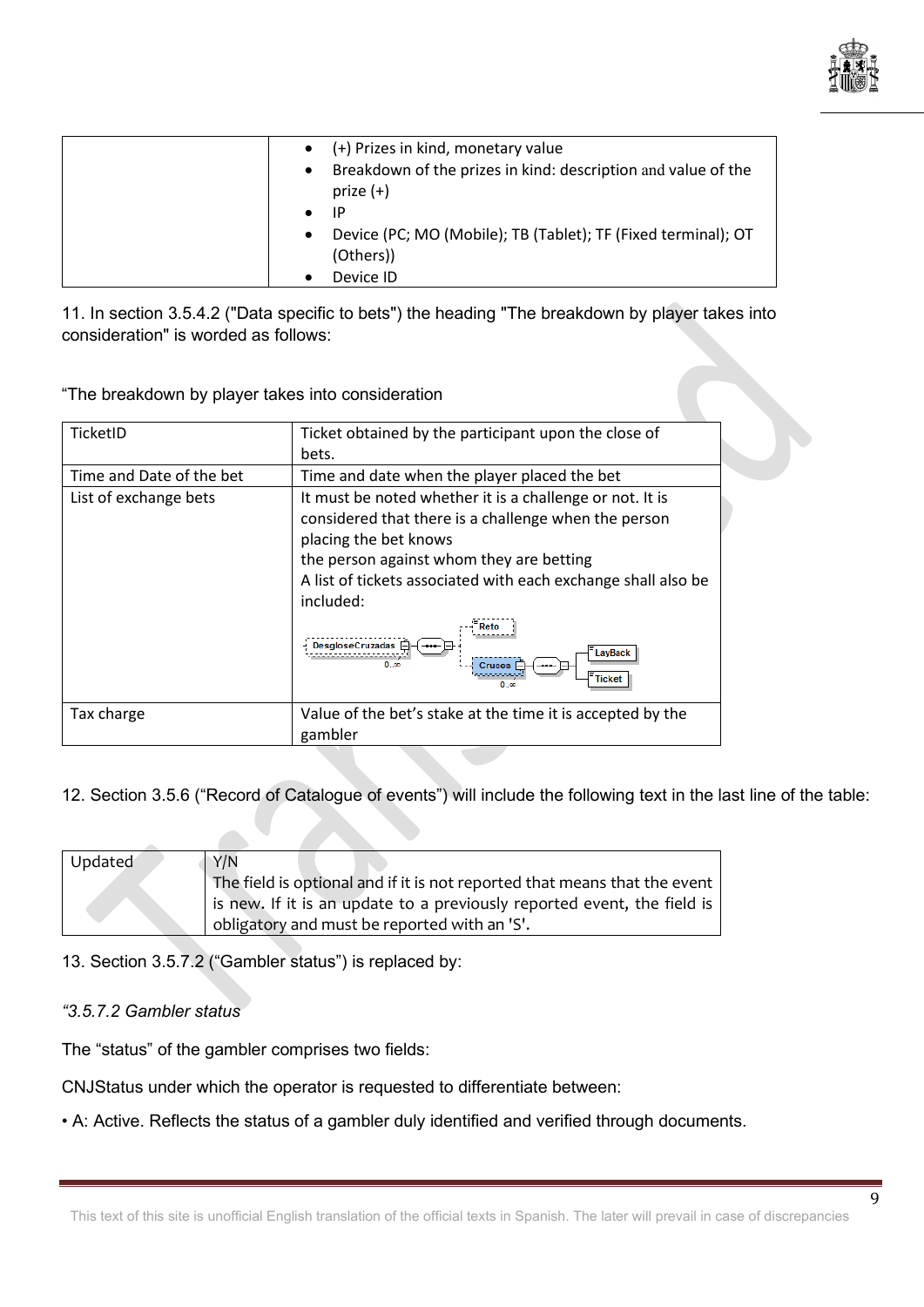| | • (+) Prizes in kind, monetary value<br>• Breakdown of the prizes in kind: description and value of the prize (+)<br>• IP<br>• Device (PC; MO (Mobile); TB (Tablet); TF (Fixed terminal); OT (Others))<br>• Device ID |
|---|---|

11. In section 3.5.4.2 ("Data specific to bets") the heading "The breakdown by player takes into consideration" is worded as follows:

“The breakdown by player takes into consideration

| TicketID | Ticket obtained by the participant upon the close of bets. |
|---|---|
| Time and Date of the bet | Time and date when the player placed the bet |
| List of exchange bets | It must be noted whether it is a challenge or not. It is considered that there is a challenge when the person placing the bet knows the person against whom they are betting<br>A list of tickets associated with each exchange shall also be included:<br>DesgloseCruzadas 0..∞ — Reto; Cruces 0..∞ — LayBack, Ticket |
| Tax charge | Value of the bet’s stake at the time it is accepted by the gambler |

12. Section 3.5.6 (“Record of Catalogue of events”) will include the following text in the last line of the table:

| Updated | Y/N<br>The field is optional and if it is not reported that means that the event is new. If it is an update to a previously reported event, the field is obligatory and must be reported with an 'S'. |
|---|---|

13. Section 3.5.7.2 (“Gambler status”) is replaced by:

*“3.5.7.2 Gambler status*

The “status” of the gambler comprises two fields:

CNJStatus under which the operator is requested to differentiate between:

• A: Active. Reflects the status of a gambler duly identified and verified through documents.

This text of this site is unofficial English translation of the official texts in Spanish. The later will prevail in case of discrepancies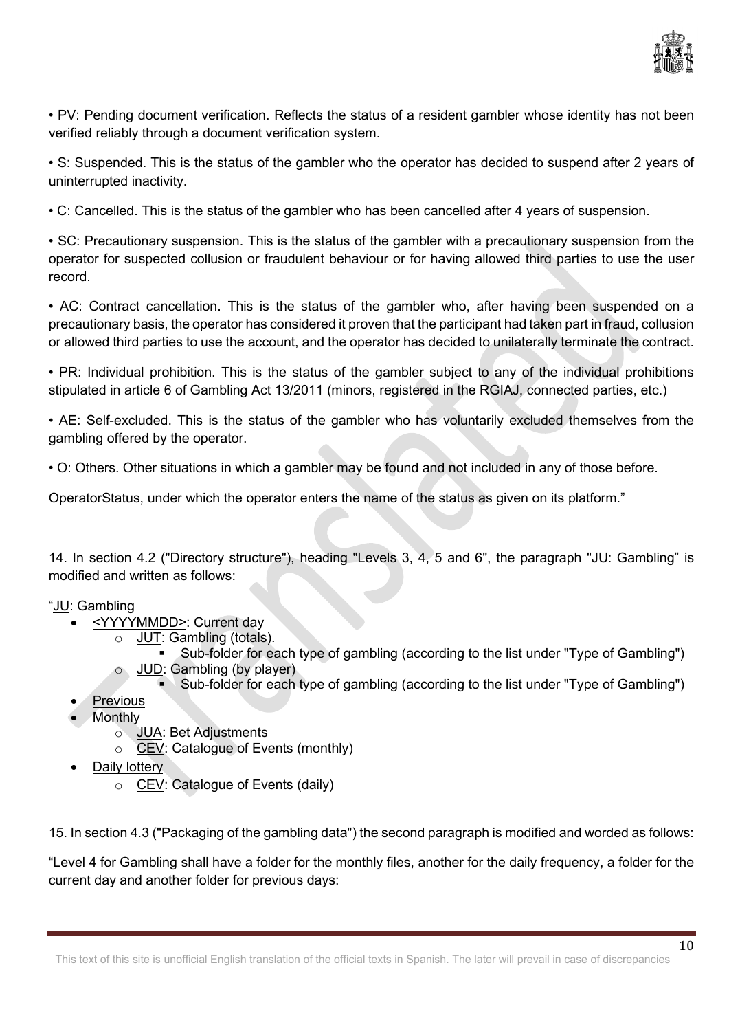• PV: Pending document verification. Reflects the status of a resident gambler whose identity has not been verified reliably through a document verification system.

• S: Suspended. This is the status of the gambler who the operator has decided to suspend after 2 years of uninterrupted inactivity.

• C: Cancelled. This is the status of the gambler who has been cancelled after 4 years of suspension.

• SC: Precautionary suspension. This is the status of the gambler with a precautionary suspension from the operator for suspected collusion or fraudulent behaviour or for having allowed third parties to use the user record.

• AC: Contract cancellation. This is the status of the gambler who, after having been suspended on a precautionary basis, the operator has considered it proven that the participant had taken part in fraud, collusion or allowed third parties to use the account, and the operator has decided to unilaterally terminate the contract.

• PR: Individual prohibition. This is the status of the gambler subject to any of the individual prohibitions stipulated in article 6 of Gambling Act 13/2011 (minors, registered in the RGIAJ, connected parties, etc.)

• AE: Self-excluded. This is the status of the gambler who has voluntarily excluded themselves from the gambling offered by the operator.

• O: Others. Other situations in which a gambler may be found and not included in any of those before.

OperatorStatus, under which the operator enters the name of the status as given on its platform."

14. In section 4.2 ("Directory structure"), heading "Levels 3, 4, 5 and 6", the paragraph "JU: Gambling" is modified and written as follows:

"<u>JU</u>: Gambling

- <u><YYYYMMDD></u>: Current day
  - <u>JUT</u>: Gambling (totals).
    - Sub-folder for each type of gambling (according to the list under "Type of Gambling")
  - <u>JUD</u>: Gambling (by player)
    - Sub-folder for each type of gambling (according to the list under "Type of Gambling")
- <u>Previous</u>
- <u>Monthly</u>
  - <u>JUA</u>: Bet Adjustments
  - <u>CEV</u>: Catalogue of Events (monthly)
- <u>Daily lottery</u>
  - <u>CEV</u>: Catalogue of Events (daily)

15. In section 4.3 ("Packaging of the gambling data") the second paragraph is modified and worded as follows:

"Level 4 for Gambling shall have a folder for the monthly files, another for the daily frequency, a folder for the current day and another folder for previous days: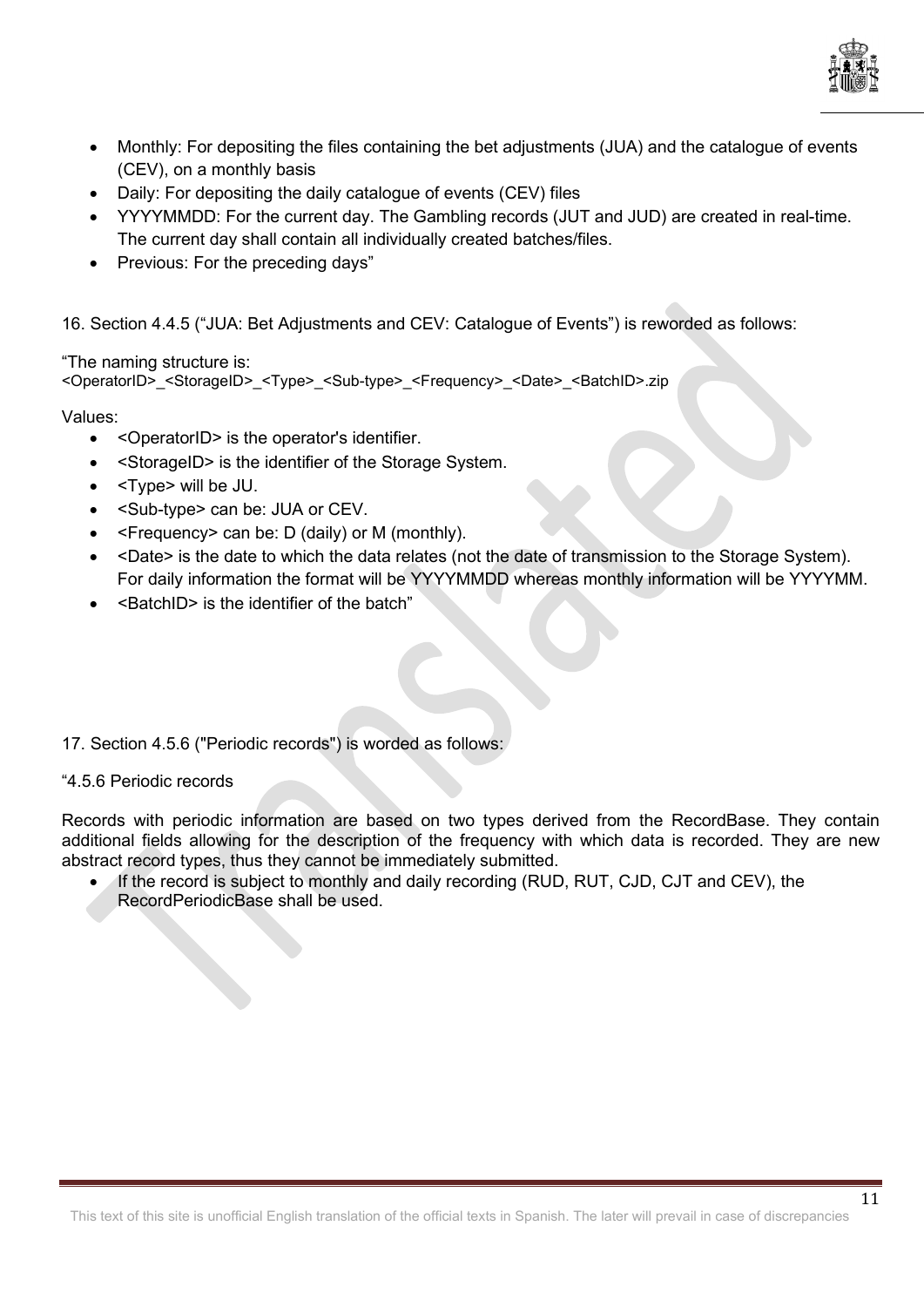- Monthly: For depositing the files containing the bet adjustments (JUA) and the catalogue of events (CEV), on a monthly basis
- Daily: For depositing the daily catalogue of events (CEV) files
- YYYYMMDD: For the current day. The Gambling records (JUT and JUD) are created in real-time. The current day shall contain all individually created batches/files.
- Previous: For the preceding days"

16. Section 4.4.5 ("JUA: Bet Adjustments and CEV: Catalogue of Events") is reworded as follows:

"The naming structure is:
<OperatorID>_<StorageID>_<Type>_<Sub-type>_<Frequency>_<Date>_<BatchID>.zip

Values:

- <OperatorID> is the operator's identifier.
- <StorageID> is the identifier of the Storage System.
- <Type> will be JU.
- <Sub-type> can be: JUA or CEV.
- <Frequency> can be: D (daily) or M (monthly).
- <Date> is the date to which the data relates (not the date of transmission to the Storage System). For daily information the format will be YYYYMMDD whereas monthly information will be YYYYMM.
- <BatchID> is the identifier of the batch"

17. Section 4.5.6 ("Periodic records") is worded as follows:

"4.5.6 Periodic records

Records with periodic information are based on two types derived from the RecordBase. They contain additional fields allowing for the description of the frequency with which data is recorded. They are new abstract record types, thus they cannot be immediately submitted.

- If the record is subject to monthly and daily recording (RUD, RUT, CJD, CJT and CEV), the RecordPeriodicBase shall be used.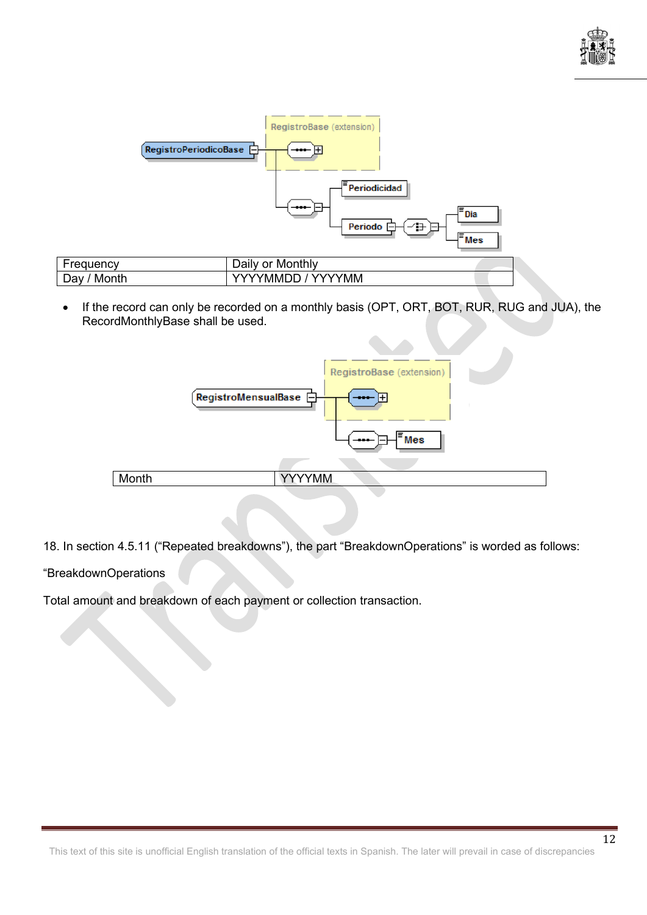RegistroPeriodicoBase

RegistroBase (extension)

Periodicidad

Periodo

Dia

Mes

| Frequency | Daily or Monthly |
|---|---|
| Day / Month | YYYYMMDD / YYYYMM |

- If the record can only be recorded on a monthly basis (OPT, ORT, BOT, RUR, RUG and JUA), the RecordMonthlyBase shall be used.

RegistroMensualBase

RegistroBase (extension)

Mes

| Month | YYYYMM |
|---|---|

18. In section 4.5.11 (“Repeated breakdowns”), the part “BreakdownOperations” is worded as follows:

“BreakdownOperations

Total amount and breakdown of each payment or collection transaction.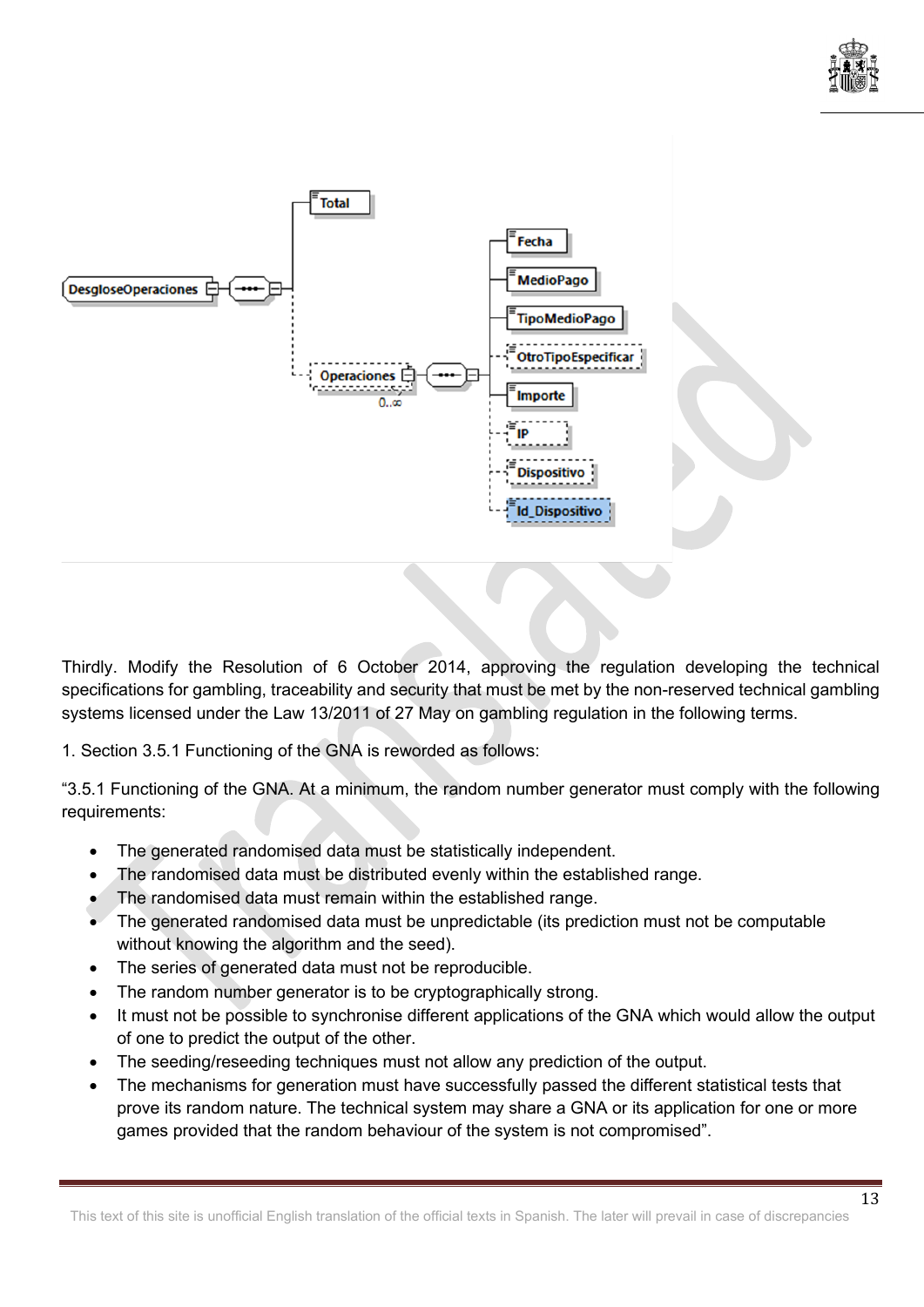Thirdly. Modify the Resolution of 6 October 2014, approving the regulation developing the technical specifications for gambling, traceability and security that must be met by the non-reserved technical gambling systems licensed under the Law 13/2011 of 27 May on gambling regulation in the following terms.

1. Section 3.5.1 Functioning of the GNA is reworded as follows:

“3.5.1 Functioning of the GNA. At a minimum, the random number generator must comply with the following requirements:

- The generated randomised data must be statistically independent.
- The randomised data must be distributed evenly within the established range.
- The randomised data must remain within the established range.
- The generated randomised data must be unpredictable (its prediction must not be computable without knowing the algorithm and the seed).
- The series of generated data must not be reproducible.
- The random number generator is to be cryptographically strong.
- It must not be possible to synchronise different applications of the GNA which would allow the output of one to predict the output of the other.
- The seeding/reseeding techniques must not allow any prediction of the output.
- The mechanisms for generation must have successfully passed the different statistical tests that prove its random nature. The technical system may share a GNA or its application for one or more games provided that the random behaviour of the system is not compromised”.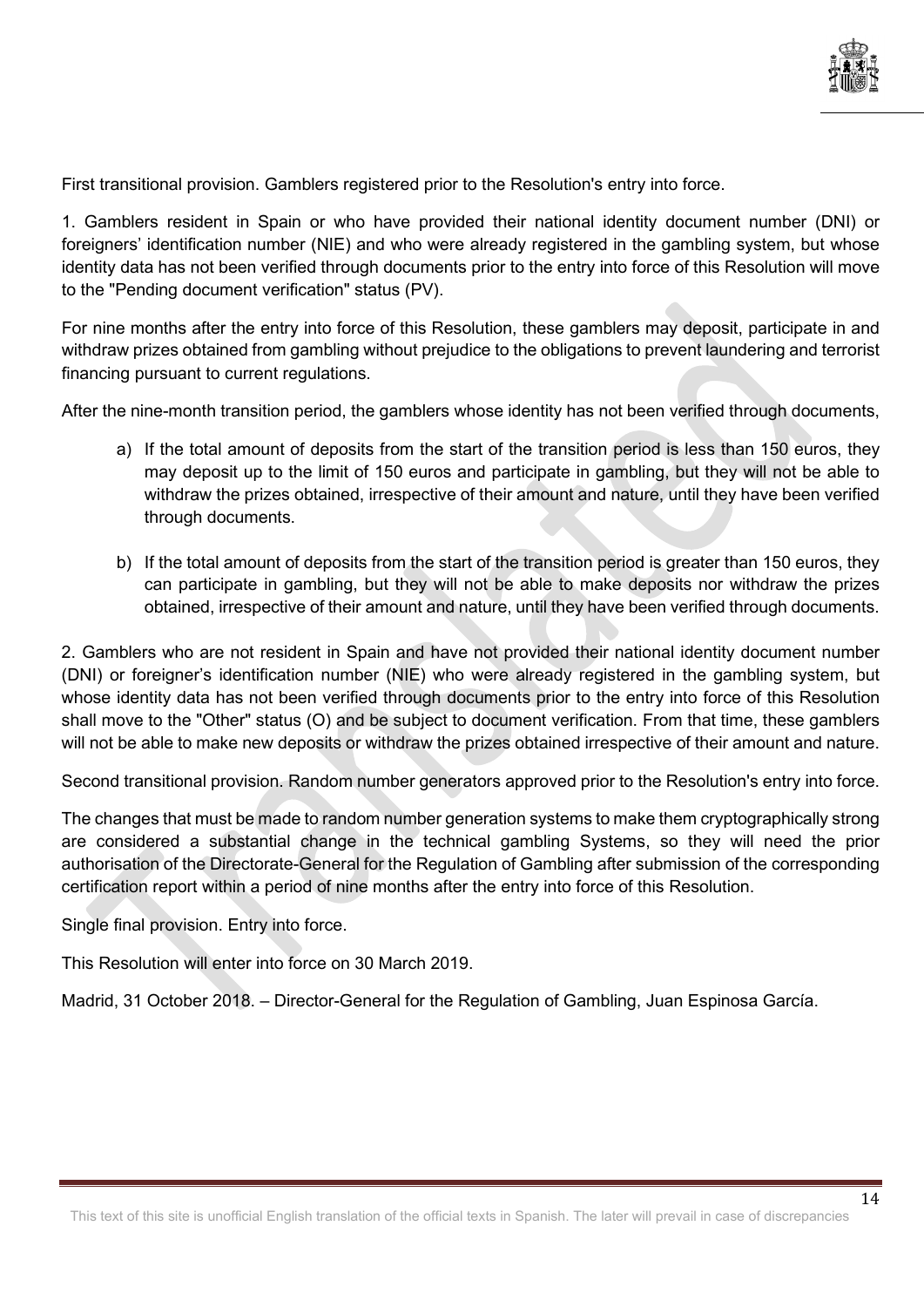First transitional provision. Gamblers registered prior to the Resolution's entry into force.

1. Gamblers resident in Spain or who have provided their national identity document number (DNI) or foreigners' identification number (NIE) and who were already registered in the gambling system, but whose identity data has not been verified through documents prior to the entry into force of this Resolution will move to the "Pending document verification" status (PV).

For nine months after the entry into force of this Resolution, these gamblers may deposit, participate in and withdraw prizes obtained from gambling without prejudice to the obligations to prevent laundering and terrorist financing pursuant to current regulations.

After the nine-month transition period, the gamblers whose identity has not been verified through documents,

a) If the total amount of deposits from the start of the transition period is less than 150 euros, they may deposit up to the limit of 150 euros and participate in gambling, but they will not be able to withdraw the prizes obtained, irrespective of their amount and nature, until they have been verified through documents.

b) If the total amount of deposits from the start of the transition period is greater than 150 euros, they can participate in gambling, but they will not be able to make deposits nor withdraw the prizes obtained, irrespective of their amount and nature, until they have been verified through documents.

2. Gamblers who are not resident in Spain and have not provided their national identity document number (DNI) or foreigner's identification number (NIE) who were already registered in the gambling system, but whose identity data has not been verified through documents prior to the entry into force of this Resolution shall move to the "Other" status (O) and be subject to document verification. From that time, these gamblers will not be able to make new deposits or withdraw the prizes obtained irrespective of their amount and nature.

Second transitional provision. Random number generators approved prior to the Resolution's entry into force.

The changes that must be made to random number generation systems to make them cryptographically strong are considered a substantial change in the technical gambling Systems, so they will need the prior authorisation of the Directorate-General for the Regulation of Gambling after submission of the corresponding certification report within a period of nine months after the entry into force of this Resolution.

Single final provision. Entry into force.

This Resolution will enter into force on 30 March 2019.

Madrid, 31 October 2018. – Director-General for the Regulation of Gambling, Juan Espinosa García.